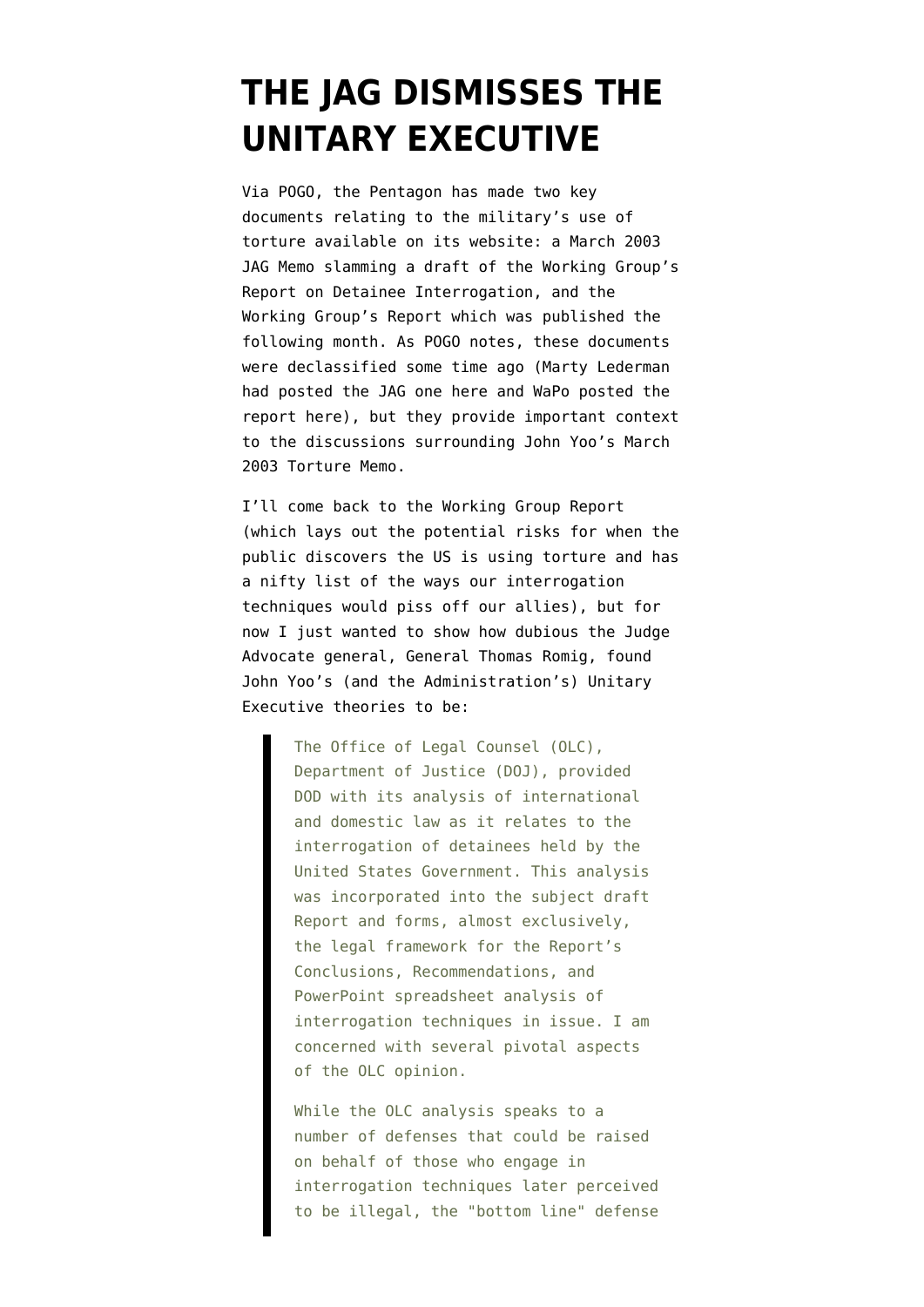# THE JAG DISMISSES THE UNITARY EXECUTIVE

Via POGO, the Pentagon has made two key documents relating to the military's use of torture available on its website: a March 2003 JAG Memo slamming a draft of the Working Group's Report on Detainee Interrogation, and the Working Group's Report which was published the following month. As POGO notes, these documents were declassified some time ago (Marty Lederman had posted the JAG one here and WaPo posted the report here), but they provide important context to the discussions surrounding John Yoo's March 2003 Torture Memo.

I'll come back to the Working Group Report (which lays out the potential risks for when the public discovers the US is using torture and has a nifty list of the ways our interrogation techniques would piss off our allies), but for now I just wanted to show how dubious the Judge Advocate general, General Thomas Romig, found John Yoo's (and the Administration's) Unitary Executive theories to be:

> The Office of Legal Counsel (OLC), Department of Justice (DOJ), provided DOD with its analysis of international and domestic law as it relates to the interrogation of detainees held by the United States Government. This analysis was incorporated into the subject draft Report and forms, almost exclusively, the legal framework for the Report's Conclusions, Recommendations, and PowerPoint spreadsheet analysis of interrogation techniques in issue. I am concerned with several pivotal aspects of the OLC opinion.
>
> While the OLC analysis speaks to a number of defenses that could be raised on behalf of those who engage in interrogation techniques later perceived to be illegal, the "bottom line" defense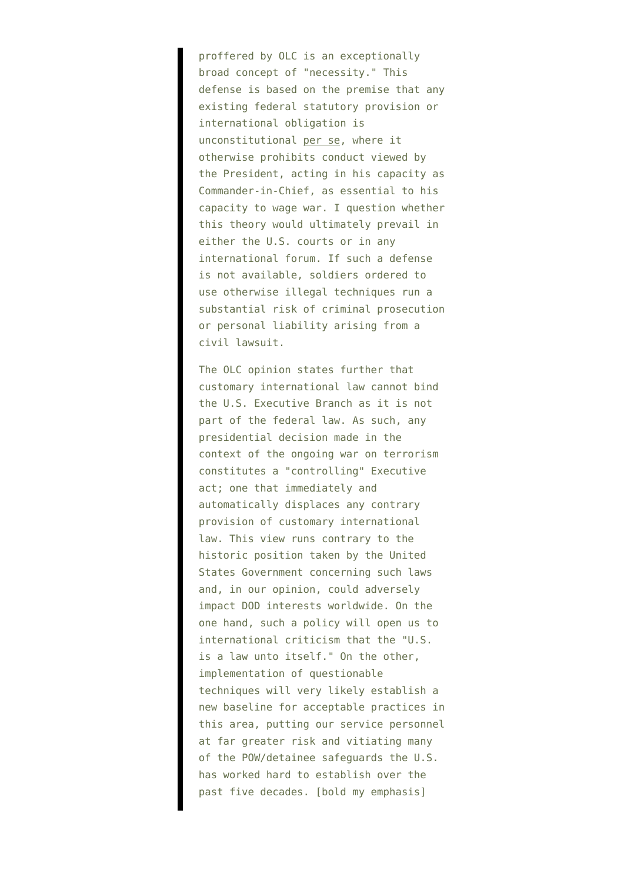> proffered by OLC is an exceptionally broad concept of "necessity." This defense is based on the premise that any existing federal statutory provision or international obligation is unconstitutional per se, where it otherwise prohibits conduct viewed by the President, acting in his capacity as Commander-in-Chief, as essential to his capacity to wage war. I question whether this theory would ultimately prevail in either the U.S. courts or in any international forum. If such a defense is not available, soldiers ordered to use otherwise illegal techniques run a substantial risk of criminal prosecution or personal liability arising from a civil lawsuit.
>
> The OLC opinion states further that customary international law cannot bind the U.S. Executive Branch as it is not part of the federal law. As such, any presidential decision made in the context of the ongoing war on terrorism constitutes a "controlling" Executive act; one that immediately and automatically displaces any contrary provision of customary international law. This view runs contrary to the historic position taken by the United States Government concerning such laws and, in our opinion, could adversely impact DOD interests worldwide. On the one hand, such a policy will open us to international criticism that the "U.S. is a law unto itself." On the other, implementation of questionable techniques will very likely establish a new baseline for acceptable practices in this area, putting our service personnel at far greater risk and vitiating many of the POW/detainee safeguards the U.S. has worked hard to establish over the past five decades. [bold my emphasis]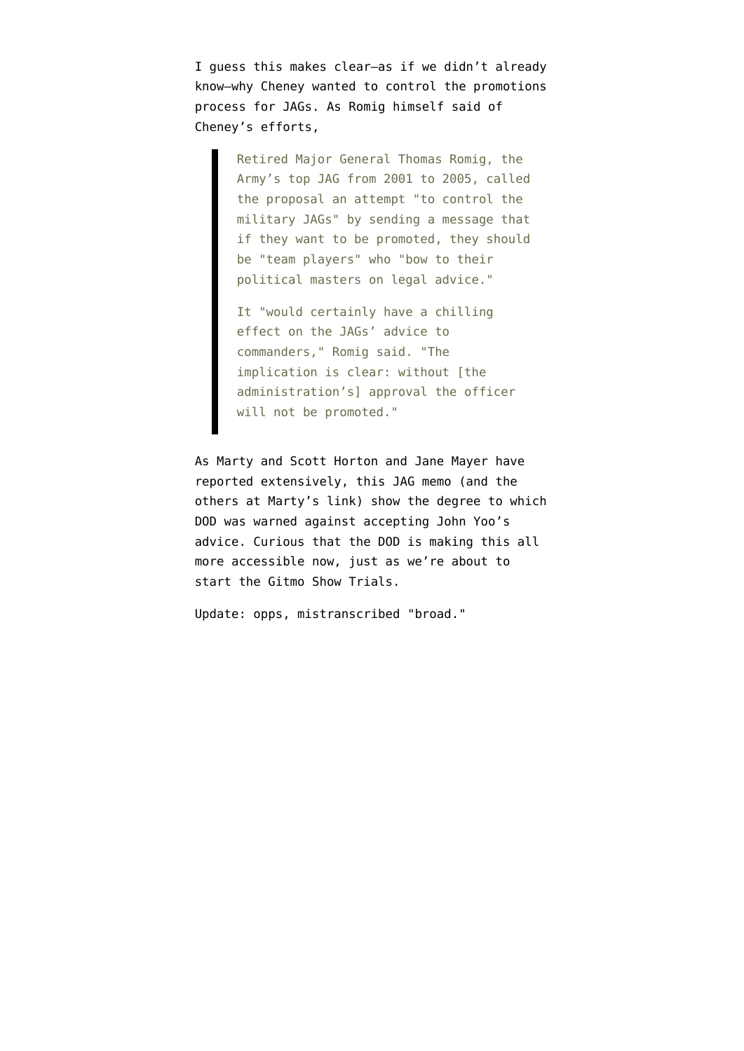I guess this makes clear—as if we didn't already know—why Cheney wanted to control the promotions process for JAGs. As Romig himself said of Cheney's efforts,

> Retired Major General Thomas Romig, the Army's top JAG from 2001 to 2005, called the proposal an attempt "to control the military JAGs" by sending a message that if they want to be promoted, they should be "team players" who "bow to their political masters on legal advice."
>
> It "would certainly have a chilling effect on the JAGs' advice to commanders," Romig said. "The implication is clear: without [the administration's] approval the officer will not be promoted."

As Marty and Scott Horton and Jane Mayer have reported extensively, this JAG memo (and the others at Marty's link) show the degree to which DOD was warned against accepting John Yoo's advice. Curious that the DOD is making this all more accessible now, just as we're about to start the Gitmo Show Trials.

Update: opps, mistranscribed "broad."